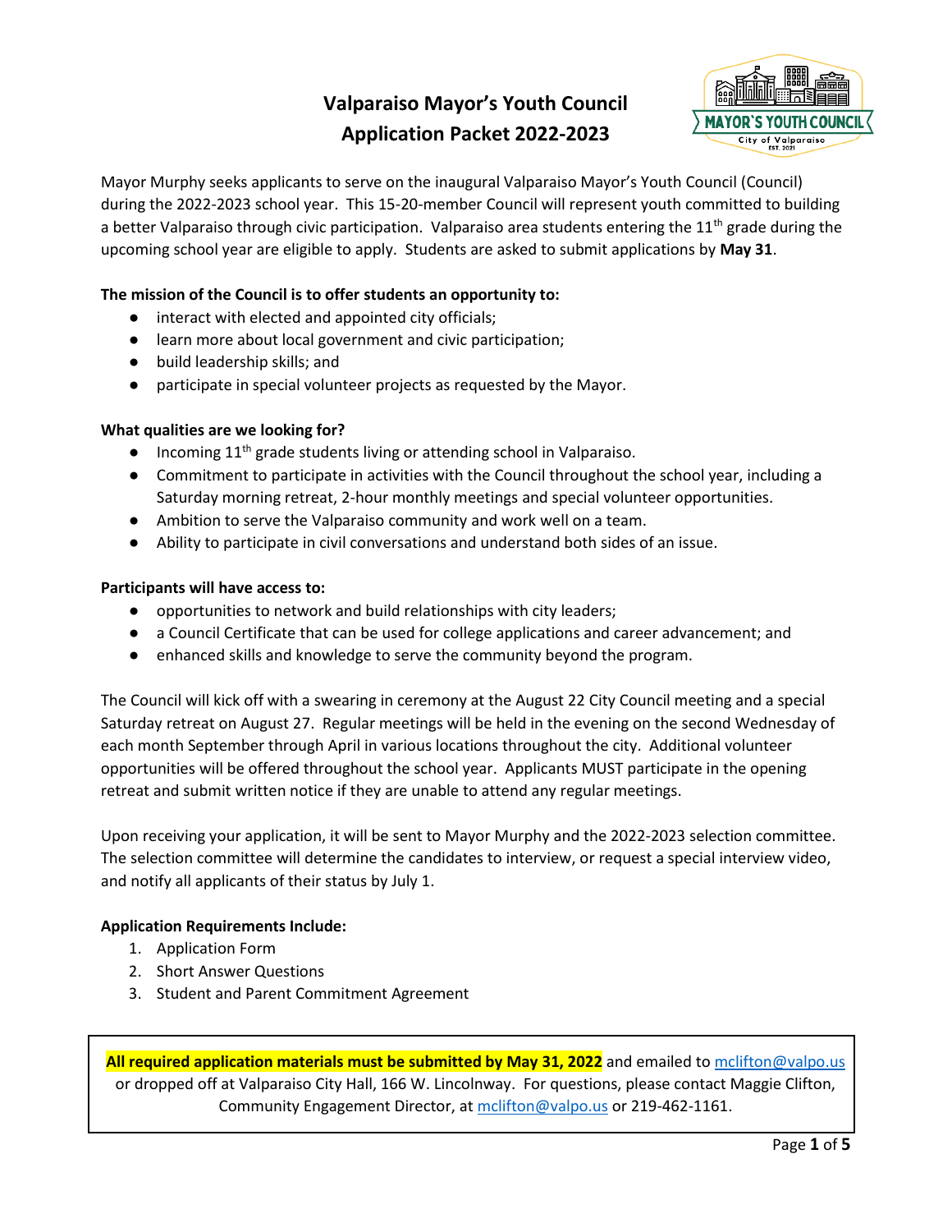# Valparaiso Mayor's Youth Council
# Application Packet 2022-2023

Mayor Murphy seeks applicants to serve on the inaugural Valparaiso Mayor's Youth Council (Council) during the 2022-2023 school year. This 15-20-member Council will represent youth committed to building a better Valparaiso through civic participation. Valparaiso area students entering the 11th grade during the upcoming school year are eligible to apply. Students are asked to submit applications by **May 31**.

**The mission of the Council is to offer students an opportunity to:**

- interact with elected and appointed city officials;
- learn more about local government and civic participation;
- build leadership skills; and
- participate in special volunteer projects as requested by the Mayor.

**What qualities are we looking for?**

- Incoming 11th grade students living or attending school in Valparaiso.
- Commitment to participate in activities with the Council throughout the school year, including a Saturday morning retreat, 2-hour monthly meetings and special volunteer opportunities.
- Ambition to serve the Valparaiso community and work well on a team.
- Ability to participate in civil conversations and understand both sides of an issue.

**Participants will have access to:**

- opportunities to network and build relationships with city leaders;
- a Council Certificate that can be used for college applications and career advancement; and
- enhanced skills and knowledge to serve the community beyond the program.

The Council will kick off with a swearing in ceremony at the August 22 City Council meeting and a special Saturday retreat on August 27. Regular meetings will be held in the evening on the second Wednesday of each month September through April in various locations throughout the city. Additional volunteer opportunities will be offered throughout the school year. Applicants MUST participate in the opening retreat and submit written notice if they are unable to attend any regular meetings.

Upon receiving your application, it will be sent to Mayor Murphy and the 2022-2023 selection committee. The selection committee will determine the candidates to interview, or request a special interview video, and notify all applicants of their status by July 1.

**Application Requirements Include:**

1. Application Form
2. Short Answer Questions
3. Student and Parent Commitment Agreement

**All required application materials must be submitted by May 31, 2022** and emailed to mclifton@valpo.us or dropped off at Valparaiso City Hall, 166 W. Lincolnway. For questions, please contact Maggie Clifton, Community Engagement Director, at mclifton@valpo.us or 219-462-1161.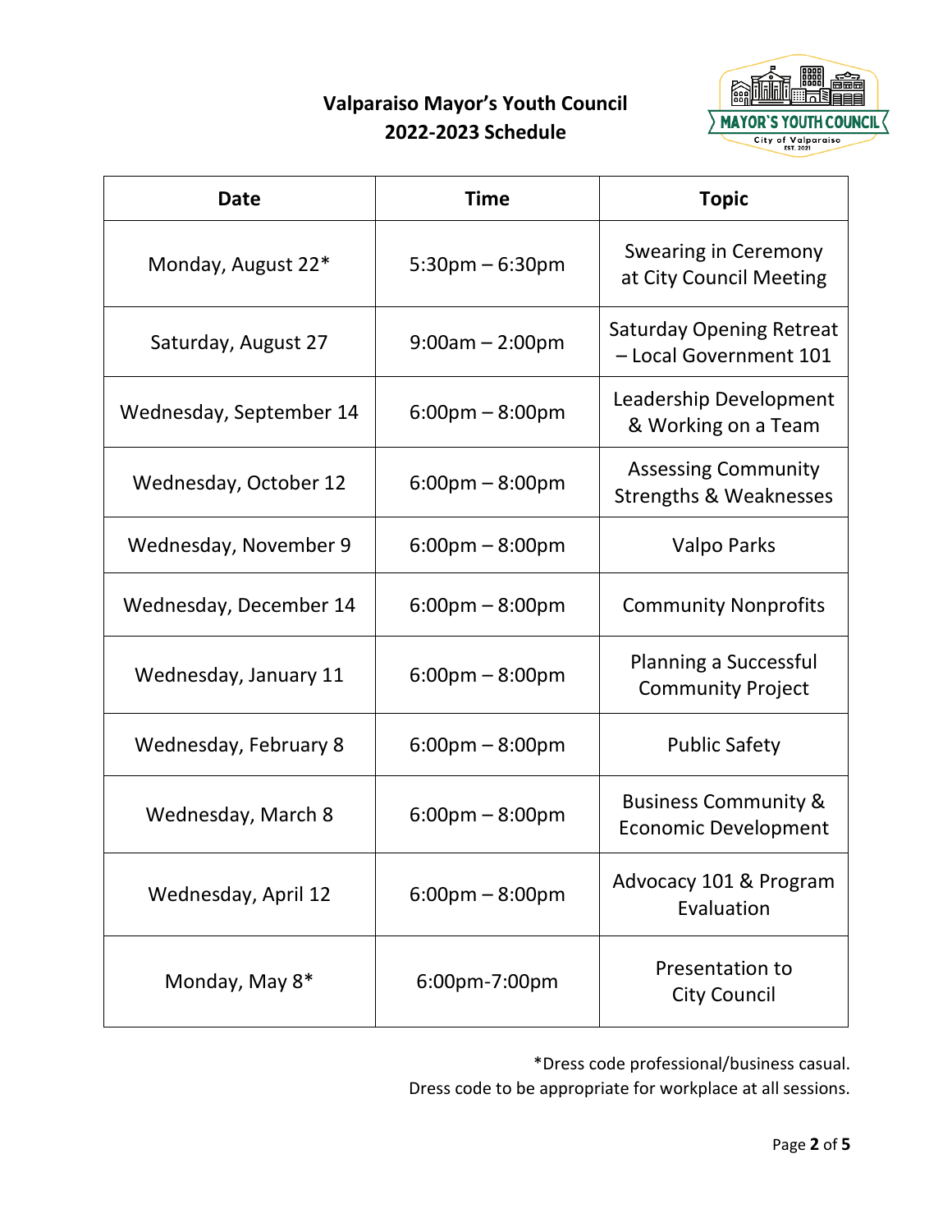# Valparaiso Mayor's Youth Council 2022-2023 Schedule

| Date | Time | Topic |
|---|---|---|
| Monday, August 22* | 5:30pm – 6:30pm | Swearing in Ceremony at City Council Meeting |
| Saturday, August 27 | 9:00am – 2:00pm | Saturday Opening Retreat – Local Government 101 |
| Wednesday, September 14 | 6:00pm – 8:00pm | Leadership Development & Working on a Team |
| Wednesday, October 12 | 6:00pm – 8:00pm | Assessing Community Strengths & Weaknesses |
| Wednesday, November 9 | 6:00pm – 8:00pm | Valpo Parks |
| Wednesday, December 14 | 6:00pm – 8:00pm | Community Nonprofits |
| Wednesday, January 11 | 6:00pm – 8:00pm | Planning a Successful Community Project |
| Wednesday, February 8 | 6:00pm – 8:00pm | Public Safety |
| Wednesday, March 8 | 6:00pm – 8:00pm | Business Community & Economic Development |
| Wednesday, April 12 | 6:00pm – 8:00pm | Advocacy 101 & Program Evaluation |
| Monday, May 8* | 6:00pm-7:00pm | Presentation to City Council |

*Dress code professional/business casual.
Dress code to be appropriate for workplace at all sessions.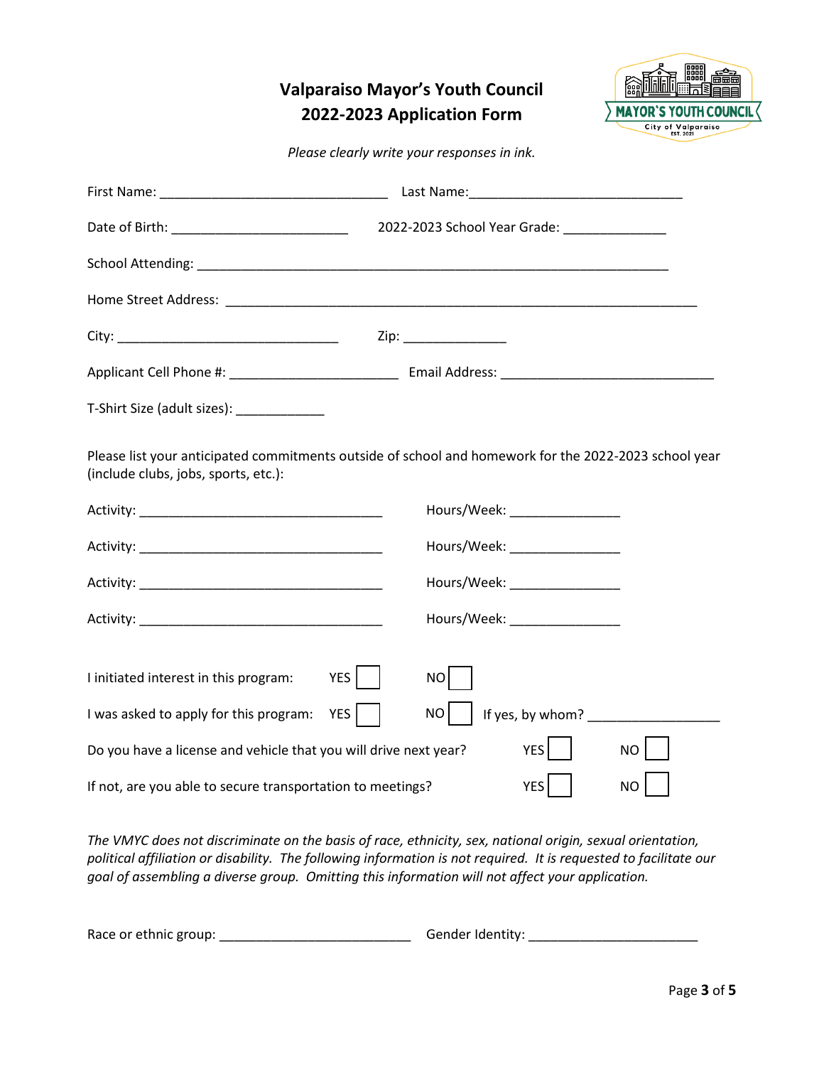# Valparaiso Mayor's Youth Council
## 2022-2023 Application Form

*Please clearly write your responses in ink.*

First Name: _______________________________ Last Name: _____________________________

Date of Birth: ________________________ 2022-2023 School Year Grade: ______________

School Attending: ___________________________________________________________________

Home Street Address: _________________________________________________________________

City: ______________________________ Zip: ______________

Applicant Cell Phone #: _______________________ Email Address: _____________________________

T-Shirt Size (adult sizes): ____________

Please list your anticipated commitments outside of school and homework for the 2022-2023 school year (include clubs, jobs, sports, etc.):

Activity: _________________________________ Hours/Week: _______________

Activity: _________________________________ Hours/Week: _______________

Activity: _________________________________ Hours/Week: _______________

Activity: _________________________________ Hours/Week: _______________

I initiated interest in this program: YES ☐ NO ☐

I was asked to apply for this program: YES ☐ NO ☐ If yes, by whom? __________________

Do you have a license and vehicle that you will drive next year? YES ☐ NO ☐

If not, are you able to secure transportation to meetings? YES ☐ NO ☐

*The VMYC does not discriminate on the basis of race, ethnicity, sex, national origin, sexual orientation, political affiliation or disability. The following information is not required. It is requested to facilitate our goal of assembling a diverse group. Omitting this information will not affect your application.*

Race or ethnic group: __________________________ Gender Identity: _______________________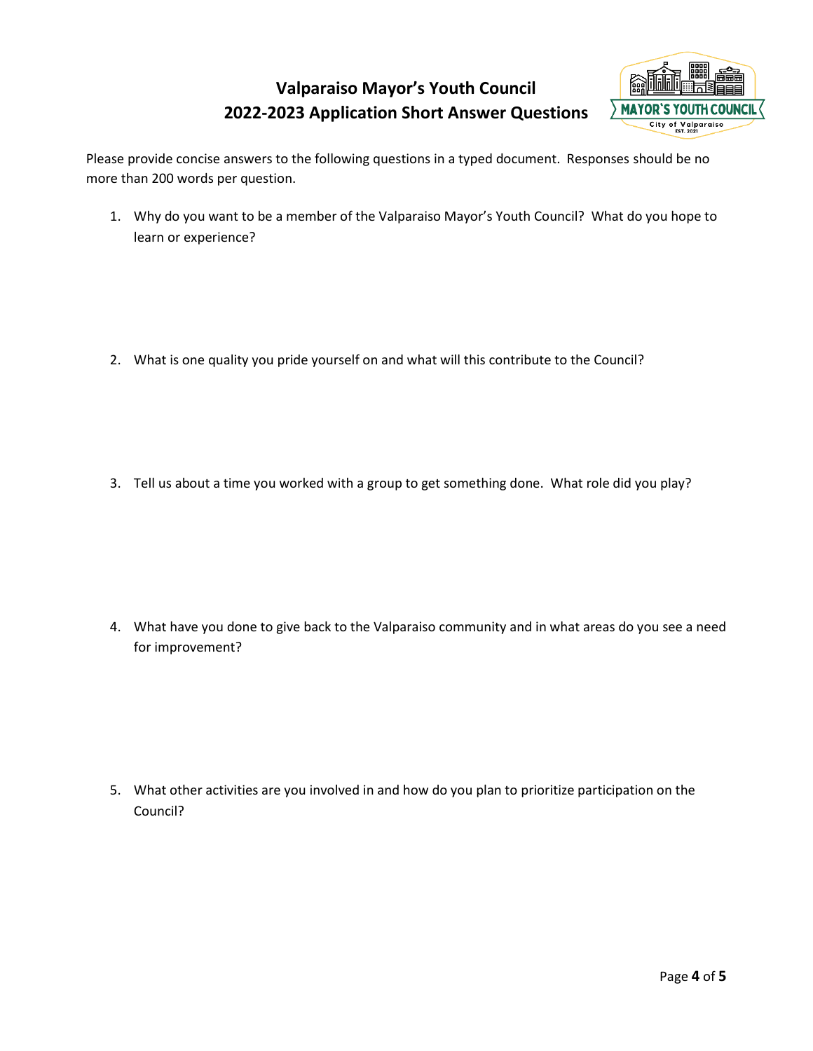# Valparaiso Mayor's Youth Council
# 2022-2023 Application Short Answer Questions

Please provide concise answers to the following questions in a typed document. Responses should be no more than 200 words per question.

1. Why do you want to be a member of the Valparaiso Mayor's Youth Council? What do you hope to learn or experience?

2. What is one quality you pride yourself on and what will this contribute to the Council?

3. Tell us about a time you worked with a group to get something done. What role did you play?

4. What have you done to give back to the Valparaiso community and in what areas do you see a need for improvement?

5. What other activities are you involved in and how do you plan to prioritize participation on the Council?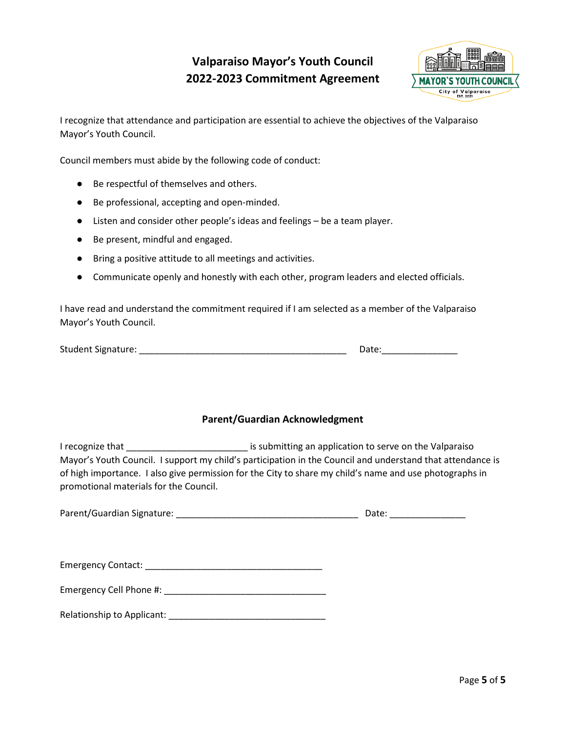# Valparaiso Mayor's Youth Council
# 2022-2023 Commitment Agreement

I recognize that attendance and participation are essential to achieve the objectives of the Valparaiso Mayor's Youth Council.

Council members must abide by the following code of conduct:

- Be respectful of themselves and others.
- Be professional, accepting and open-minded.
- Listen and consider other people's ideas and feelings – be a team player.
- Be present, mindful and engaged.
- Bring a positive attitude to all meetings and activities.
- Communicate openly and honestly with each other, program leaders and elected officials.

I have read and understand the commitment required if I am selected as a member of the Valparaiso Mayor's Youth Council.

Student Signature: __________________________________________ Date:_______________

## Parent/Guardian Acknowledgment

I recognize that ________________________ is submitting an application to serve on the Valparaiso Mayor's Youth Council. I support my child's participation in the Council and understand that attendance is of high importance. I also give permission for the City to share my child's name and use photographs in promotional materials for the Council.

Parent/Guardian Signature: _____________________________________ Date: _______________

Emergency Contact: ____________________________________

Emergency Cell Phone #: _________________________________

Relationship to Applicant: ________________________________